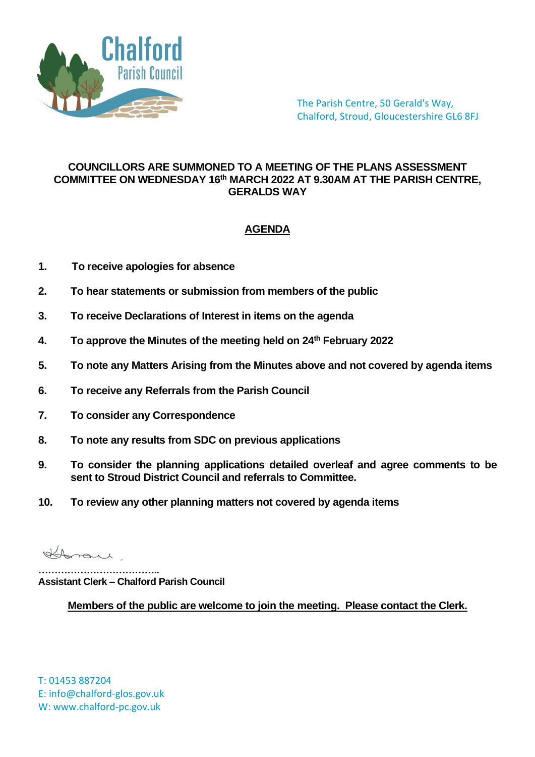Chalford Parish Council

The Parish Centre, 50 Gerald's Way,
Chalford, Stroud, Gloucestershire GL6 8FJ

**COUNCILLORS ARE SUMMONED TO A MEETING OF THE PLANS ASSESSMENT COMMITTEE ON WEDNESDAY 16th MARCH 2022 AT 9.30AM AT THE PARISH CENTRE, GERALDS WAY**

## AGENDA

1. **To receive apologies for absence**
2. **To hear statements or submission from members of the public**
3. **To receive Declarations of Interest in items on the agenda**
4. **To approve the Minutes of the meeting held on 24th February 2022**
5. **To note any Matters Arising from the Minutes above and not covered by agenda items**
6. **To receive any Referrals from the Parish Council**
7. **To consider any Correspondence**
8. **To note any results from SDC on previous applications**
9. **To consider the planning applications detailed overleaf and agree comments to be sent to Stroud District Council and referrals to Committee.**
10. **To review any other planning matters not covered by agenda items**

………………………………..
**Assistant Clerk – Chalford Parish Council**

**Members of the public are welcome to join the meeting. Please contact the Clerk.**

T: 01453 887204
E: info@chalford-glos.gov.uk
W: www.chalford-pc.gov.uk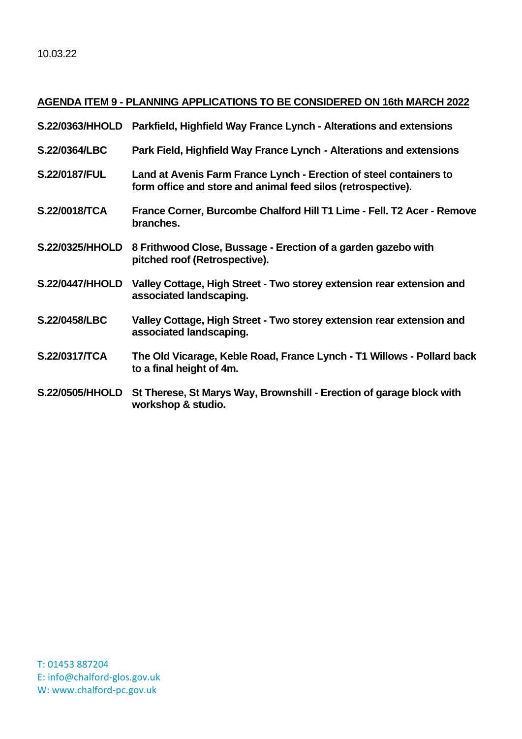10.03.22

## AGENDA ITEM 9 - PLANNING APPLICATIONS TO BE CONSIDERED ON 16th MARCH 2022

| | |
|---|---|
| **S.22/0363/HHOLD** | **Parkfield, Highfield Way France Lynch - Alterations and extensions** |
| **S.22/0364/LBC** | **Park Field, Highfield Way France Lynch - Alterations and extensions** |
| **S.22/0187/FUL** | **Land at Avenis Farm France Lynch - Erection of steel containers to form office and store and animal feed silos (retrospective).** |
| **S.22/0018/TCA** | **France Corner, Burcombe Chalford Hill T1 Lime - Fell. T2 Acer - Remove branches.** |
| **S.22/0325/HHOLD** | **8 Frithwood Close, Bussage - Erection of a garden gazebo with pitched roof (Retrospective).** |
| **S.22/0447/HHOLD** | **Valley Cottage, High Street - Two storey extension rear extension and associated landscaping.** |
| **S.22/0458/LBC** | **Valley Cottage, High Street - Two storey extension rear extension and associated landscaping.** |
| **S.22/0317/TCA** | **The Old Vicarage, Keble Road, France Lynch - T1 Willows - Pollard back to a final height of 4m.** |
| **S.22/0505/HHOLD** | **St Therese, St Marys Way, Brownshill - Erection of garage block with workshop & studio.** |

T: 01453 887204
E: info@chalford-glos.gov.uk
W: www.chalford-pc.gov.uk